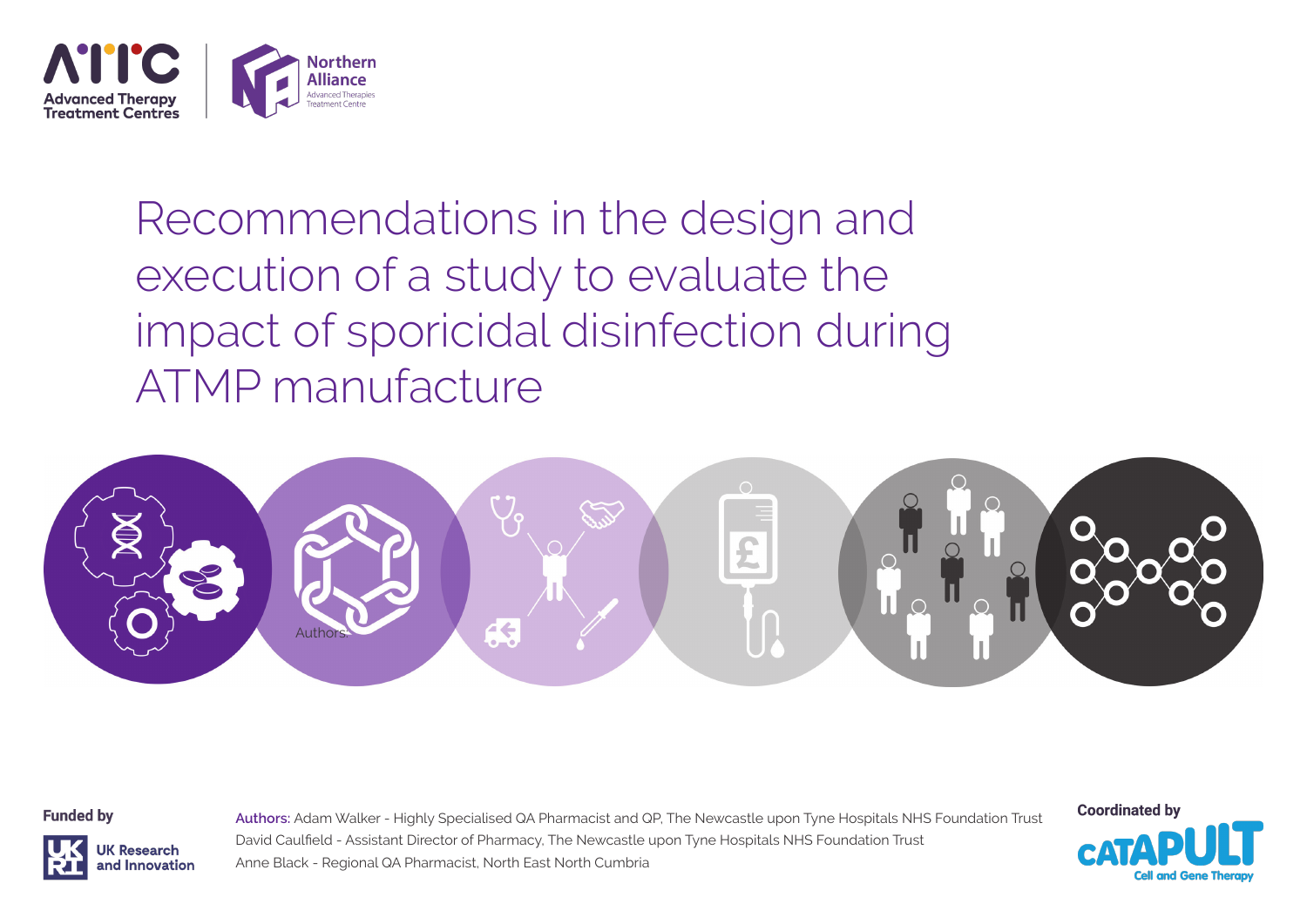# Recommendations in the design and execution of a study to evaluate the impact of sporicidal disinfection during ATMP manufacture

Authors:

Funded by

Authors: Adam Walker - Highly Specialised QA Pharmacist and QP, The Newcastle upon Tyne Hospitals NHS Foundation Trust
David Caulfield - Assistant Director of Pharmacy, The Newcastle upon Tyne Hospitals NHS Foundation Trust
Anne Black - Regional QA Pharmacist, North East North Cumbria

Coordinated by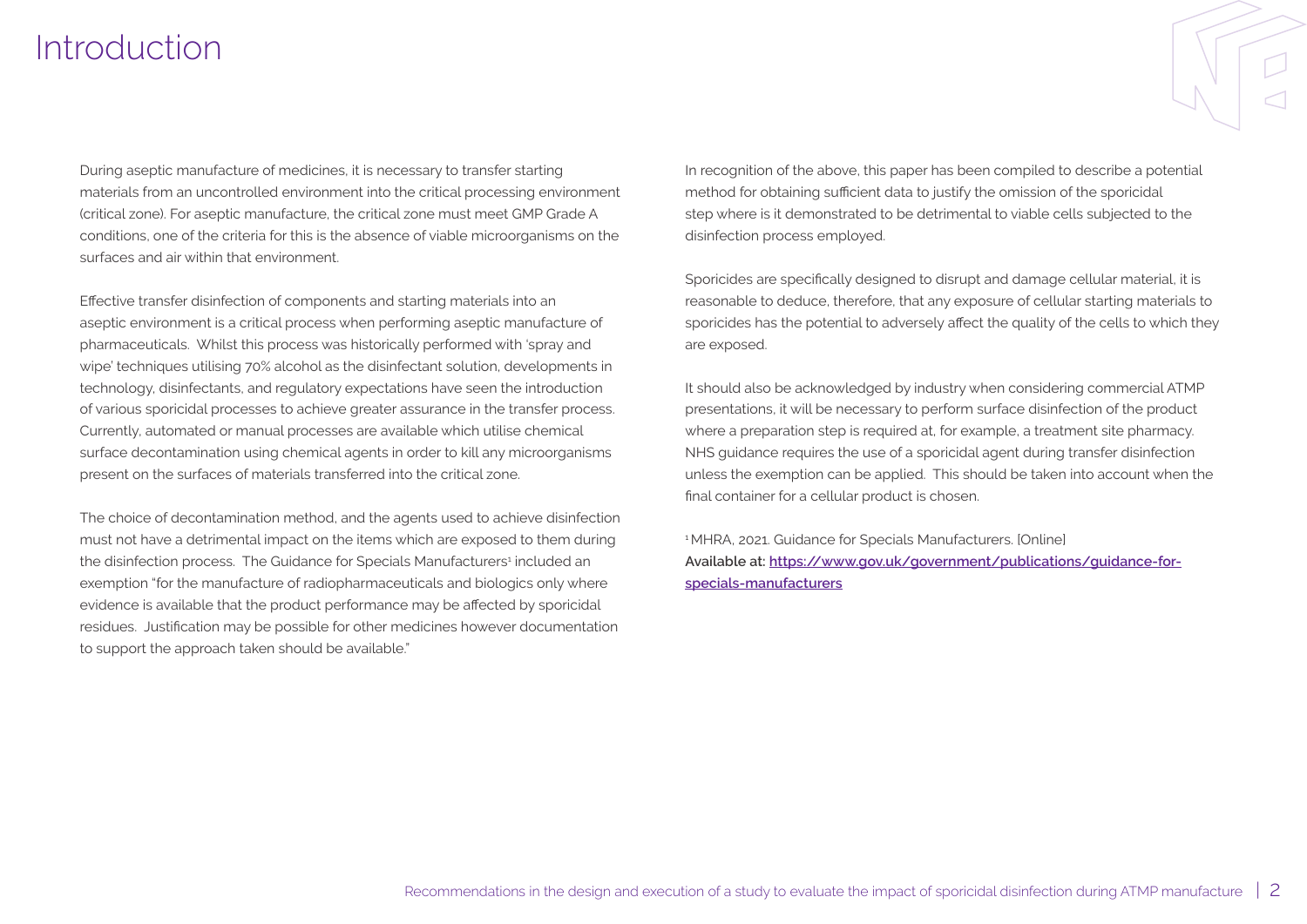# Introduction

During aseptic manufacture of medicines, it is necessary to transfer starting materials from an uncontrolled environment into the critical processing environment (critical zone). For aseptic manufacture, the critical zone must meet GMP Grade A conditions, one of the criteria for this is the absence of viable microorganisms on the surfaces and air within that environment.

Effective transfer disinfection of components and starting materials into an aseptic environment is a critical process when performing aseptic manufacture of pharmaceuticals. Whilst this process was historically performed with 'spray and wipe' techniques utilising 70% alcohol as the disinfectant solution, developments in technology, disinfectants, and regulatory expectations have seen the introduction of various sporicidal processes to achieve greater assurance in the transfer process. Currently, automated or manual processes are available which utilise chemical surface decontamination using chemical agents in order to kill any microorganisms present on the surfaces of materials transferred into the critical zone.

The choice of decontamination method, and the agents used to achieve disinfection must not have a detrimental impact on the items which are exposed to them during the disinfection process. The Guidance for Specials Manufacturers[1] included an exemption "for the manufacture of radiopharmaceuticals and biologics only where evidence is available that the product performance may be affected by sporicidal residues. Justification may be possible for other medicines however documentation to support the approach taken should be available."

In recognition of the above, this paper has been compiled to describe a potential method for obtaining sufficient data to justify the omission of the sporicidal step where is it demonstrated to be detrimental to viable cells subjected to the disinfection process employed.

Sporicides are specifically designed to disrupt and damage cellular material, it is reasonable to deduce, therefore, that any exposure of cellular starting materials to sporicides has the potential to adversely affect the quality of the cells to which they are exposed.

It should also be acknowledged by industry when considering commercial ATMP presentations, it will be necessary to perform surface disinfection of the product where a preparation step is required at, for example, a treatment site pharmacy. NHS guidance requires the use of a sporicidal agent during transfer disinfection unless the exemption can be applied. This should be taken into account when the final container for a cellular product is chosen.

[1] MHRA, 2021. Guidance for Specials Manufacturers. [Online]
**Available at:** [https://www.gov.uk/government/publications/guidance-for-specials-manufacturers](https://www.gov.uk/government/publications/guidance-for-specials-manufacturers)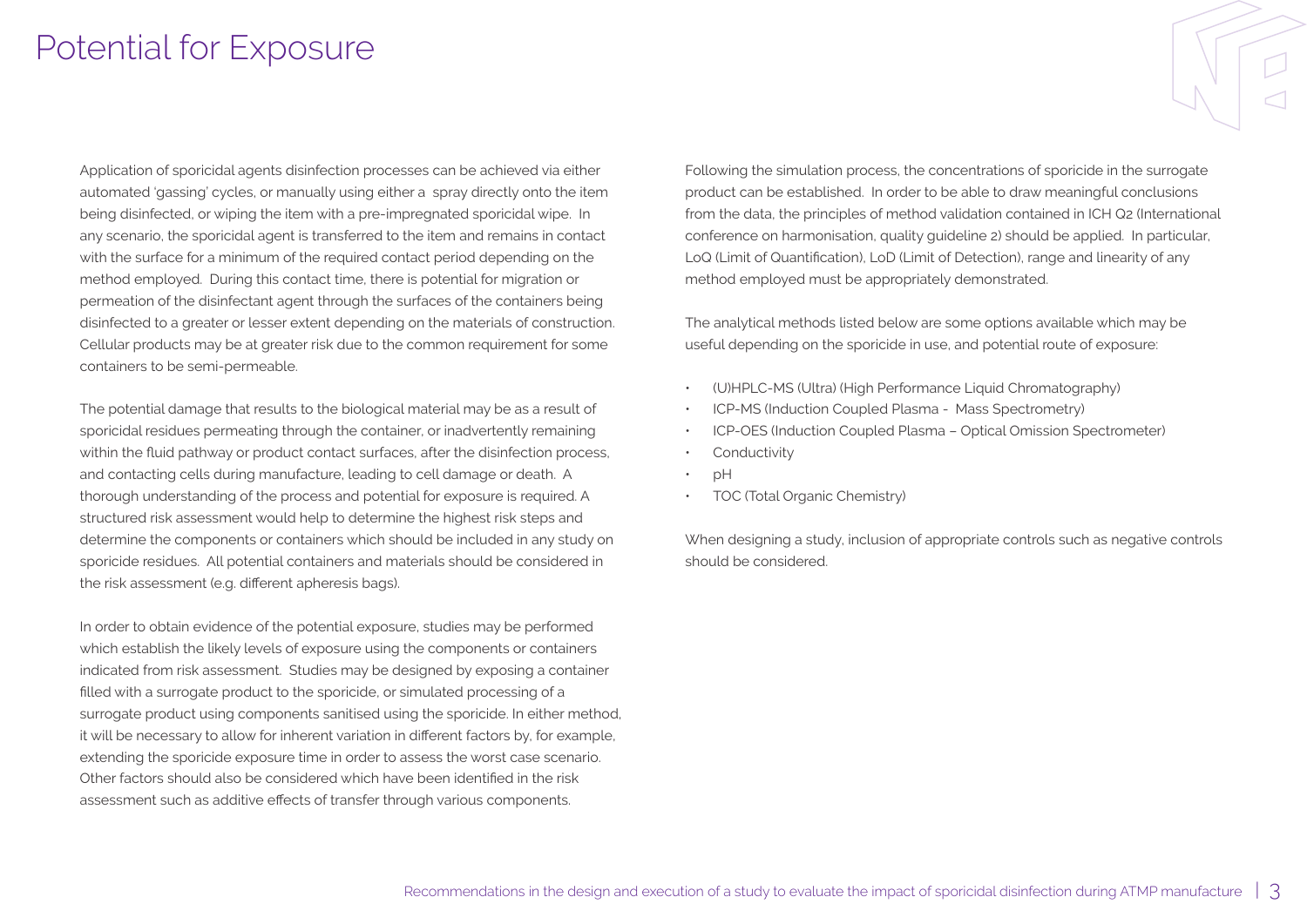# Potential for Exposure

Application of sporicidal agents disinfection processes can be achieved via either automated 'gassing' cycles, or manually using either a spray directly onto the item being disinfected, or wiping the item with a pre-impregnated sporicidal wipe. In any scenario, the sporicidal agent is transferred to the item and remains in contact with the surface for a minimum of the required contact period depending on the method employed. During this contact time, there is potential for migration or permeation of the disinfectant agent through the surfaces of the containers being disinfected to a greater or lesser extent depending on the materials of construction. Cellular products may be at greater risk due to the common requirement for some containers to be semi-permeable.

The potential damage that results to the biological material may be as a result of sporicidal residues permeating through the container, or inadvertently remaining within the fluid pathway or product contact surfaces, after the disinfection process, and contacting cells during manufacture, leading to cell damage or death. A thorough understanding of the process and potential for exposure is required. A structured risk assessment would help to determine the highest risk steps and determine the components or containers which should be included in any study on sporicide residues. All potential containers and materials should be considered in the risk assessment (e.g. different apheresis bags).

In order to obtain evidence of the potential exposure, studies may be performed which establish the likely levels of exposure using the components or containers indicated from risk assessment. Studies may be designed by exposing a container filled with a surrogate product to the sporicide, or simulated processing of a surrogate product using components sanitised using the sporicide. In either method, it will be necessary to allow for inherent variation in different factors by, for example, extending the sporicide exposure time in order to assess the worst case scenario. Other factors should also be considered which have been identified in the risk assessment such as additive effects of transfer through various components.

Following the simulation process, the concentrations of sporicide in the surrogate product can be established. In order to be able to draw meaningful conclusions from the data, the principles of method validation contained in ICH Q2 (International conference on harmonisation, quality guideline 2) should be applied. In particular, LoQ (Limit of Quantification), LoD (Limit of Detection), range and linearity of any method employed must be appropriately demonstrated.

The analytical methods listed below are some options available which may be useful depending on the sporicide in use, and potential route of exposure:

- (U)HPLC-MS (Ultra) (High Performance Liquid Chromatography)
- ICP-MS (Induction Coupled Plasma - Mass Spectrometry)
- ICP-OES (Induction Coupled Plasma – Optical Omission Spectrometer)
- Conductivity
- pH
- TOC (Total Organic Chemistry)

When designing a study, inclusion of appropriate controls such as negative controls should be considered.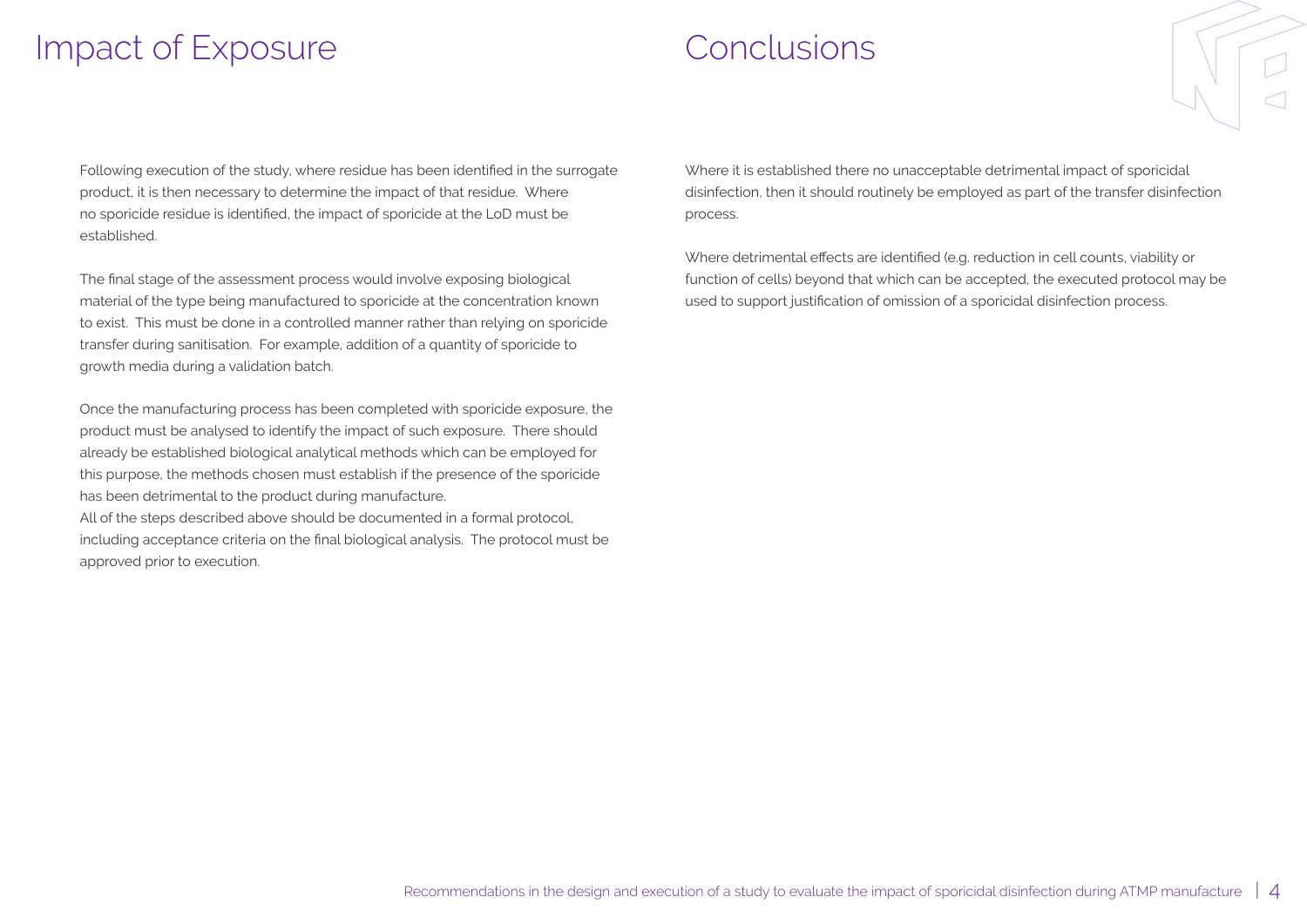# Impact of Exposure

Following execution of the study, where residue has been identified in the surrogate product, it is then necessary to determine the impact of that residue. Where no sporicide residue is identified, the impact of sporicide at the LoD must be established.

The final stage of the assessment process would involve exposing biological material of the type being manufactured to sporicide at the concentration known to exist. This must be done in a controlled manner rather than relying on sporicide transfer during sanitisation. For example, addition of a quantity of sporicide to growth media during a validation batch.

Once the manufacturing process has been completed with sporicide exposure, the product must be analysed to identify the impact of such exposure. There should already be established biological analytical methods which can be employed for this purpose, the methods chosen must establish if the presence of the sporicide has been detrimental to the product during manufacture.
All of the steps described above should be documented in a formal protocol, including acceptance criteria on the final biological analysis. The protocol must be approved prior to execution.

# Conclusions

Where it is established there no unacceptable detrimental impact of sporicidal disinfection, then it should routinely be employed as part of the transfer disinfection process.

Where detrimental effects are identified (e.g. reduction in cell counts, viability or function of cells) beyond that which can be accepted, the executed protocol may be used to support justification of omission of a sporicidal disinfection process.